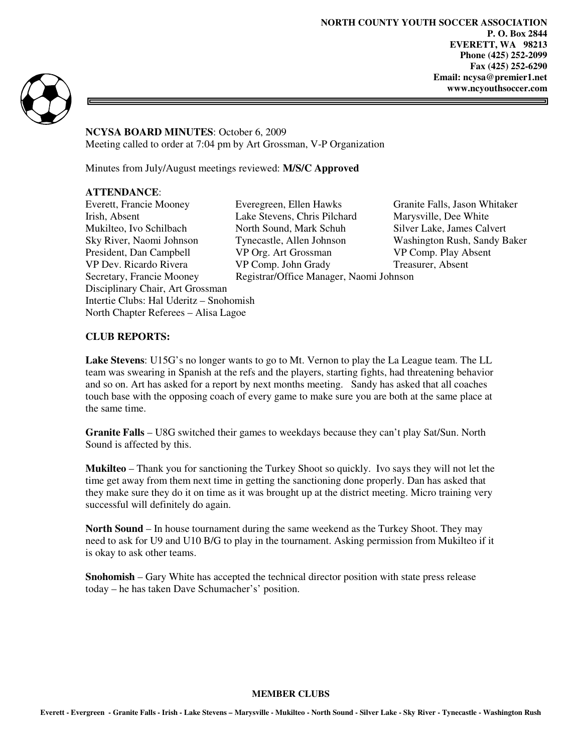**NORTH COUNTY YOUTH SOCCER ASSOCIATION**
**P. O. Box 2844**
**EVERETT, WA 98213**
**Phone (425) 252-2099**
**Fax (425) 252-6290**
**Email: ncysa@premier1.net**
**www.ncyouthsoccer.com**

**NCYSA BOARD MINUTES**: October 6, 2009
Meeting called to order at 7:04 pm by Art Grossman, V-P Organization

Minutes from July/August meetings reviewed: **M/S/C Approved**

**ATTENDANCE**:

| | | |
|---|---|---|
| Everett, Francie Mooney | Everegreen, Ellen Hawks | Granite Falls, Jason Whitaker |
| Irish, Absent | Lake Stevens, Chris Pilchard | Marysville, Dee White |
| Mukilteo, Ivo Schilbach | North Sound, Mark Schuh | Silver Lake, James Calvert |
| Sky River, Naomi Johnson | Tynecastle, Allen Johnson | Washington Rush, Sandy Baker |
| President, Dan Campbell | VP Org. Art Grossman | VP Comp. Play Absent |
| VP Dev. Ricardo Rivera | VP Comp. John Grady | Treasurer, Absent |
| Secretary, Francie Mooney | Registrar/Office Manager, Naomi Johnson | |

Disciplinary Chair, Art Grossman
Intertie Clubs: Hal Uderitz – Snohomish
North Chapter Referees – Alisa Lagoe

**CLUB REPORTS:**

**Lake Stevens**: U15G's no longer wants to go to Mt. Vernon to play the La League team. The LL team was swearing in Spanish at the refs and the players, starting fights, had threatening behavior and so on. Art has asked for a report by next months meeting. Sandy has asked that all coaches touch base with the opposing coach of every game to make sure you are both at the same place at the same time.

**Granite Falls** – U8G switched their games to weekdays because they can't play Sat/Sun. North Sound is affected by this.

**Mukilteo** – Thank you for sanctioning the Turkey Shoot so quickly. Ivo says they will not let the time get away from them next time in getting the sanctioning done properly. Dan has asked that they make sure they do it on time as it was brought up at the district meeting. Micro training very successful will definitely do again.

**North Sound** – In house tournament during the same weekend as the Turkey Shoot. They may need to ask for U9 and U10 B/G to play in the tournament. Asking permission from Mukilteo if it is okay to ask other teams.

**Snohomish** – Gary White has accepted the technical director position with state press release today – he has taken Dave Schumacher's' position.

**MEMBER CLUBS**

**Everett - Evergreen - Granite Falls - Irish - Lake Stevens – Marysville - Mukilteo - North Sound - Silver Lake - Sky River - Tynecastle - Washington Rush**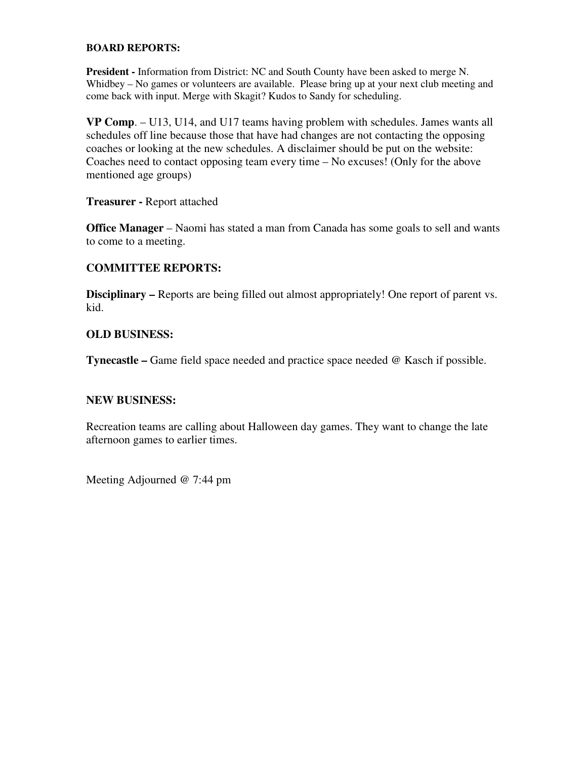## BOARD REPORTS:

**President -** Information from District: NC and South County have been asked to merge N. Whidbey – No games or volunteers are available. Please bring up at your next club meeting and come back with input. Merge with Skagit? Kudos to Sandy for scheduling.

**VP Comp**. – U13, U14, and U17 teams having problem with schedules. James wants all schedules off line because those that have had changes are not contacting the opposing coaches or looking at the new schedules. A disclaimer should be put on the website: Coaches need to contact opposing team every time – No excuses! (Only for the above mentioned age groups)

**Treasurer -** Report attached

**Office Manager** – Naomi has stated a man from Canada has some goals to sell and wants to come to a meeting.

## COMMITTEE REPORTS:

**Disciplinary –** Reports are being filled out almost appropriately! One report of parent vs. kid.

## OLD BUSINESS:

**Tynecastle –** Game field space needed and practice space needed @ Kasch if possible.

## NEW BUSINESS:

Recreation teams are calling about Halloween day games. They want to change the late afternoon games to earlier times.

Meeting Adjourned @ 7:44 pm